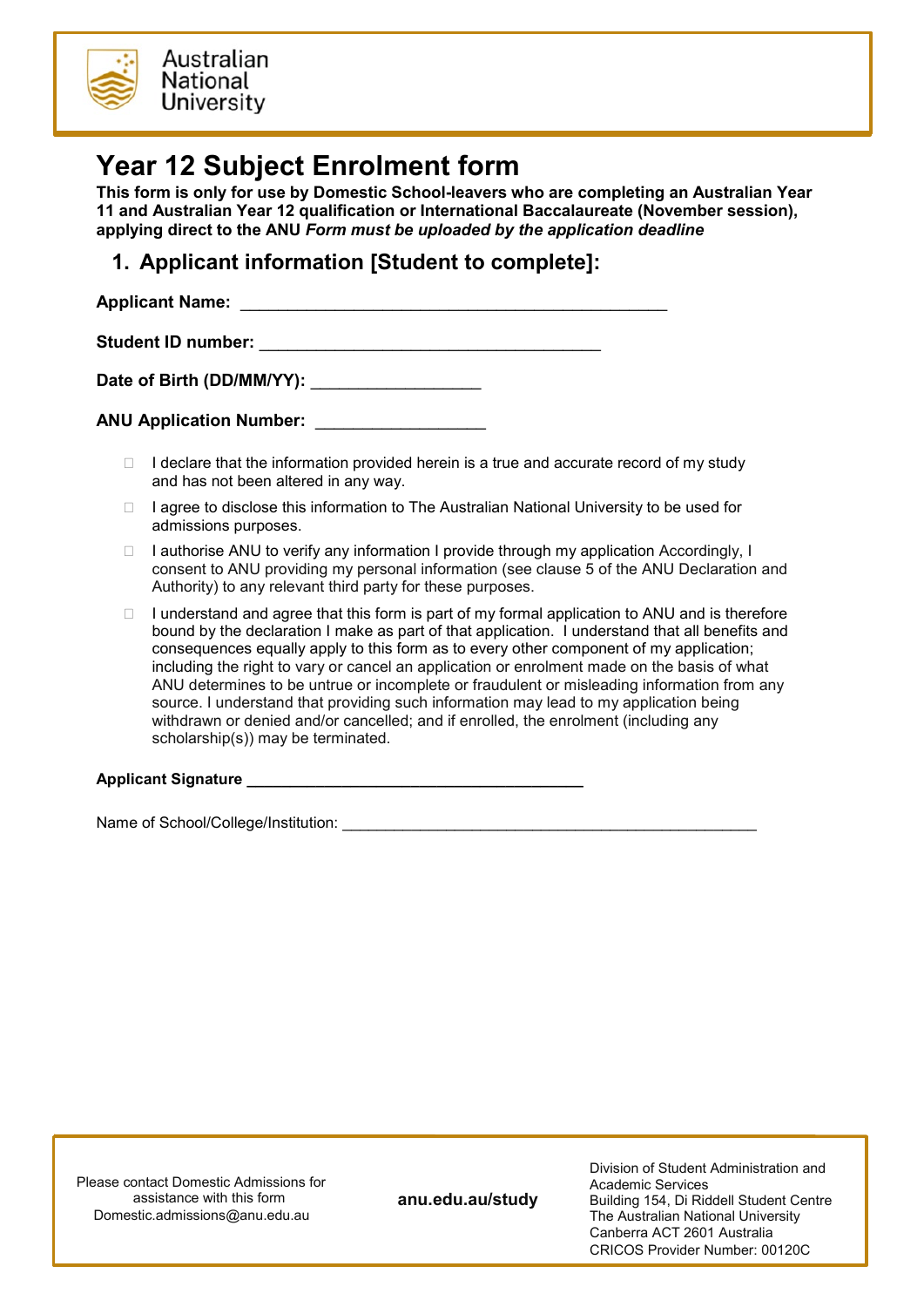Australian National University

# Year 12 Subject Enrolment form

**This form is only for use by Domestic School-leavers who are completing an Australian Year 11 and Australian Year 12 qualification or International Baccalaureate (November session), applying direct to the ANU** ***Form must be uploaded by the application deadline***

## 1. Applicant information [Student to complete]:

**Applicant Name:** ________________________________________________

**Student ID number:** ______________________________________

**Date of Birth (DD/MM/YY):** __________________

**ANU Application Number:** __________________

- ☐ I declare that the information provided herein is a true and accurate record of my study and has not been altered in any way.
- ☐ I agree to disclose this information to The Australian National University to be used for admissions purposes.
- ☐ I authorise ANU to verify any information I provide through my application Accordingly, I consent to ANU providing my personal information (see clause 5 of the ANU Declaration and Authority) to any relevant third party for these purposes.
- ☐ I understand and agree that this form is part of my formal application to ANU and is therefore bound by the declaration I make as part of that application. I understand that all benefits and consequences equally apply to this form as to every other component of my application; including the right to vary or cancel an application or enrolment made on the basis of what ANU determines to be untrue or incomplete or fraudulent or misleading information from any source. I understand that providing such information may lead to my application being withdrawn or denied and/or cancelled; and if enrolled, the enrolment (including any scholarship(s)) may be terminated.

**Applicant Signature** ______________________________________

Name of School/College/Institution: ______________________________________________

Please contact Domestic Admissions for assistance with this form
Domestic.admissions@anu.edu.au

**anu.edu.au/study**

Division of Student Administration and Academic Services
Building 154, Di Riddell Student Centre
The Australian National University
Canberra ACT 2601 Australia
CRICOS Provider Number: 00120C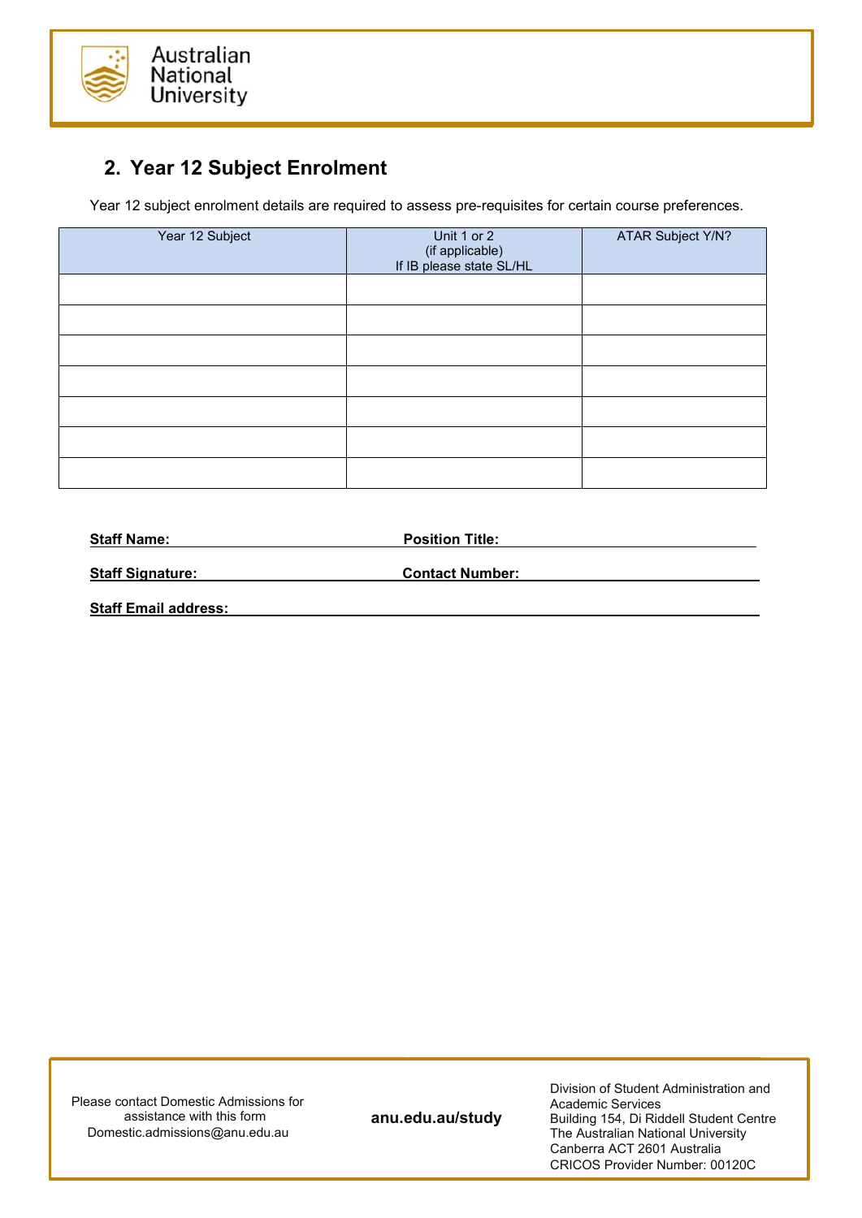## 2. Year 12 Subject Enrolment

Year 12 subject enrolment details are required to assess pre-requisites for certain course preferences.

| Year 12 Subject | Unit 1 or 2 (if applicable) If IB please state SL/HL | ATAR Subject Y/N? |
|---|---|---|
| | | |
| | | |
| | | |
| | | |
| | | |
| | | |
| | | |

**Staff Name:** \_\_\_\_\_\_\_\_\_\_\_\_\_\_\_\_ **Position Title:** \_\_\_\_\_\_\_\_\_\_\_\_\_\_\_\_

**Staff Signature:** \_\_\_\_\_\_\_\_\_\_\_\_\_\_\_\_ **Contact Number:** \_\_\_\_\_\_\_\_\_\_\_\_\_\_\_\_

**Staff Email address:** \_\_\_\_\_\_\_\_\_\_\_\_\_\_\_\_\_\_\_\_\_\_\_\_\_\_\_\_\_\_\_\_

Please contact Domestic Admissions for assistance with this form
Domestic.admissions@anu.edu.au

**anu.edu.au/study**

Division of Student Administration and Academic Services
Building 154, Di Riddell Student Centre
The Australian National University
Canberra ACT 2601 Australia
CRICOS Provider Number: 00120C